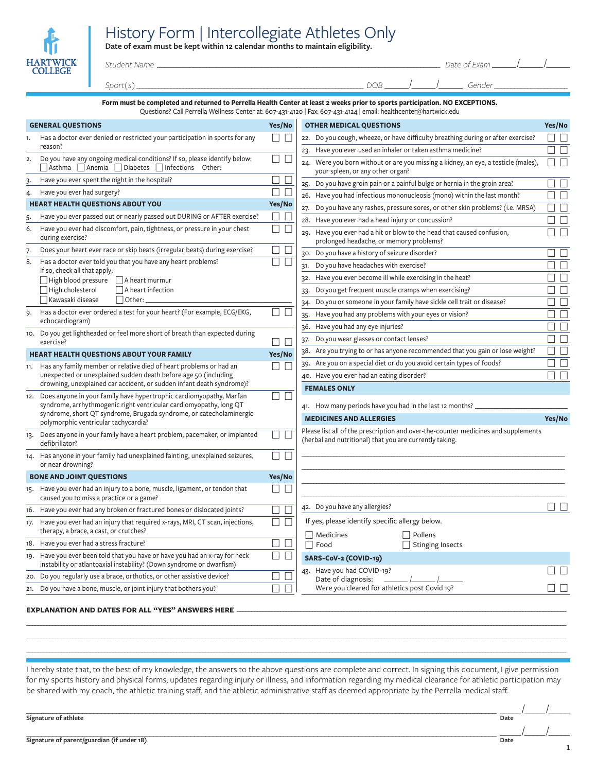HARTWICK COLLEGE

# History Form | Intercollegiate Athletes Only

**Date of exam must be kept within 12 calendar months to maintain eligibility.**

*Student Name* ______________________________ *Date of Exam* ____/____/____

*Sport(s)* ______________________________ *DOB* ____/____/____ *Gender* ____________

**Form must be completed and returned to Perrella Health Center at least 2 weeks prior to sports participation. NO EXCEPTIONS.**
Questions? Call Perrella Wellness Center at: 607-431-4120 | Fax: 607-431-4124 | email: healthcenter@hartwick.edu

| **GENERAL QUESTIONS** | **Yes/No** |
|---|---|
| 1. Has a doctor ever denied or restricted your participation in sports for any reason? | ☐ ☐ |
| 2. Do you have any ongoing medical conditions? If so, please identify below: ☐ Asthma ☐ Anemia ☐ Diabetes ☐ Infections Other: | ☐ ☐ |
| 3. Have you ever spent the night in the hospital? | ☐ ☐ |
| 4. Have you ever had surgery? | ☐ ☐ |
| **HEART HEALTH QUESTIONS ABOUT YOU** | **Yes/No** |
| 5. Have you ever passed out or nearly passed out DURING or AFTER exercise? | ☐ ☐ |
| 6. Have you ever had discomfort, pain, tightness, or pressure in your chest during exercise? | ☐ ☐ |
| 7. Does your heart ever race or skip beats (irregular beats) during exercise? | ☐ ☐ |
| 8. Has a doctor ever told you that you have any heart problems? If so, check all that apply: ☐ High blood pressure ☐ A heart murmur ☐ High cholesterol ☐ A heart infection ☐ Kawasaki disease ☐ Other: | ☐ ☐ |
| 9. Has a doctor ever ordered a test for your heart? (For example, ECG/EKG, echocardiogram) | ☐ ☐ |
| 10. Do you get lightheaded or feel more short of breath than expected during exercise? | ☐ ☐ |
| **HEART HEALTH QUESTIONS ABOUT YOUR FAMILY** | **Yes/No** |
| 11. Has any family member or relative died of heart problems or had an unexpected or unexplained sudden death before age 50 (including drowning, unexplained car accident, or sudden infant death syndrome)? | ☐ ☐ |
| 12. Does anyone in your family have hypertrophic cardiomyopathy, Marfan syndrome, arrhythmogenic right ventricular cardiomyopathy, long QT syndrome, short QT syndrome, Brugada syndrome, or catecholaminergic polymorphic ventricular tachycardia? | ☐ ☐ |
| 13. Does anyone in your family have a heart problem, pacemaker, or implanted defibrillator? | ☐ ☐ |
| 14. Has anyone in your family had unexplained fainting, unexplained seizures, or near drowning? | ☐ ☐ |
| **BONE AND JOINT QUESTIONS** | **Yes/No** |
| 15. Have you ever had an injury to a bone, muscle, ligament, or tendon that caused you to miss a practice or a game? | ☐ ☐ |
| 16. Have you ever had any broken or fractured bones or dislocated joints? | ☐ ☐ |
| 17. Have you ever had an injury that required x-rays, MRI, CT scan, injections, therapy, a brace, a cast, or crutches? | ☐ ☐ |
| 18. Have you ever had a stress fracture? | ☐ ☐ |
| 19. Have you ever been told that you have or have you had an x-ray for neck instability or atlantoaxial instability? (Down syndrome or dwarfism) | ☐ ☐ |
| 20. Do you regularly use a brace, orthotics, or other assistive device? | ☐ ☐ |
| 21. Do you have a bone, muscle, or joint injury that bothers you? | ☐ ☐ |

| **OTHER MEDICAL QUESTIONS** | **Yes/No** |
|---|---|
| 22. Do you cough, wheeze, or have difficulty breathing during or after exercise? | ☐ ☐ |
| 23. Have you ever used an inhaler or taken asthma medicine? | ☐ ☐ |
| 24. Were you born without or are you missing a kidney, an eye, a testicle (males), your spleen, or any other organ? | ☐ ☐ |
| 25. Do you have groin pain or a painful bulge or hernia in the groin area? | ☐ ☐ |
| 26. Have you had infectious mononucleosis (mono) within the last month? | ☐ ☐ |
| 27. Do you have any rashes, pressure sores, or other skin problems? (i.e. MRSA) | ☐ ☐ |
| 28. Have you ever had a head injury or concussion? | ☐ ☐ |
| 29. Have you ever had a hit or blow to the head that caused confusion, prolonged headache, or memory problems? | ☐ ☐ |
| 30. Do you have a history of seizure disorder? | ☐ ☐ |
| 31. Do you have headaches with exercise? | ☐ ☐ |
| 32. Have you ever become ill while exercising in the heat? | ☐ ☐ |
| 33. Do you get frequent muscle cramps when exercising? | ☐ ☐ |
| 34. Do you or someone in your family have sickle cell trait or disease? | ☐ ☐ |
| 35. Have you had any problems with your eyes or vision? | ☐ ☐ |
| 36. Have you had any eye injuries? | ☐ ☐ |
| 37. Do you wear glasses or contact lenses? | ☐ ☐ |
| 38. Are you trying to or has anyone recommended that you gain or lose weight? | ☐ ☐ |
| 39. Are you on a special diet or do you avoid certain types of foods? | ☐ ☐ |
| 40. Have you ever had an eating disorder? | ☐ ☐ |
| **FEMALES ONLY** | |
| 41. How many periods have you had in the last 12 months? ____________ | |
| **MEDICINES AND ALLERGIES** | **Yes/No** |
| Please list all of the prescription and over-the-counter medicines and supplements (herbal and nutritional) that you are currently taking. ______________________________ | |
| 42. Do you have any allergies? If yes, please identify specific allergy below. ☐ Medicines ☐ Pollens ☐ Food ☐ Stinging Insects | ☐ ☐ |
| **SARS-CoV-2 (COVID-19)** | |
| 43. Have you had COVID-19? Date of diagnosis: ____/____/____ | ☐ ☐ |
| Were you cleared for athletics post Covid 19? | ☐ ☐ |

**EXPLANATION AND DATES FOR ALL "YES" ANSWERS HERE** ______________________________

______________________________

______________________________

I hereby state that, to the best of my knowledge, the answers to the above questions are complete and correct. In signing this document, I give permission for my sports history and physical forms, updates regarding injury or illness, and information regarding my medical clearance for athletic participation may be shared with my coach, the athletic training staff, and the athletic administrative staff as deemed appropriate by the Perrella medical staff.

______________________________ ____/____/____
**Signature of athlete** **Date**

______________________________ ____/____/____
**Signature of parent/guardian (if under 18)** **Date**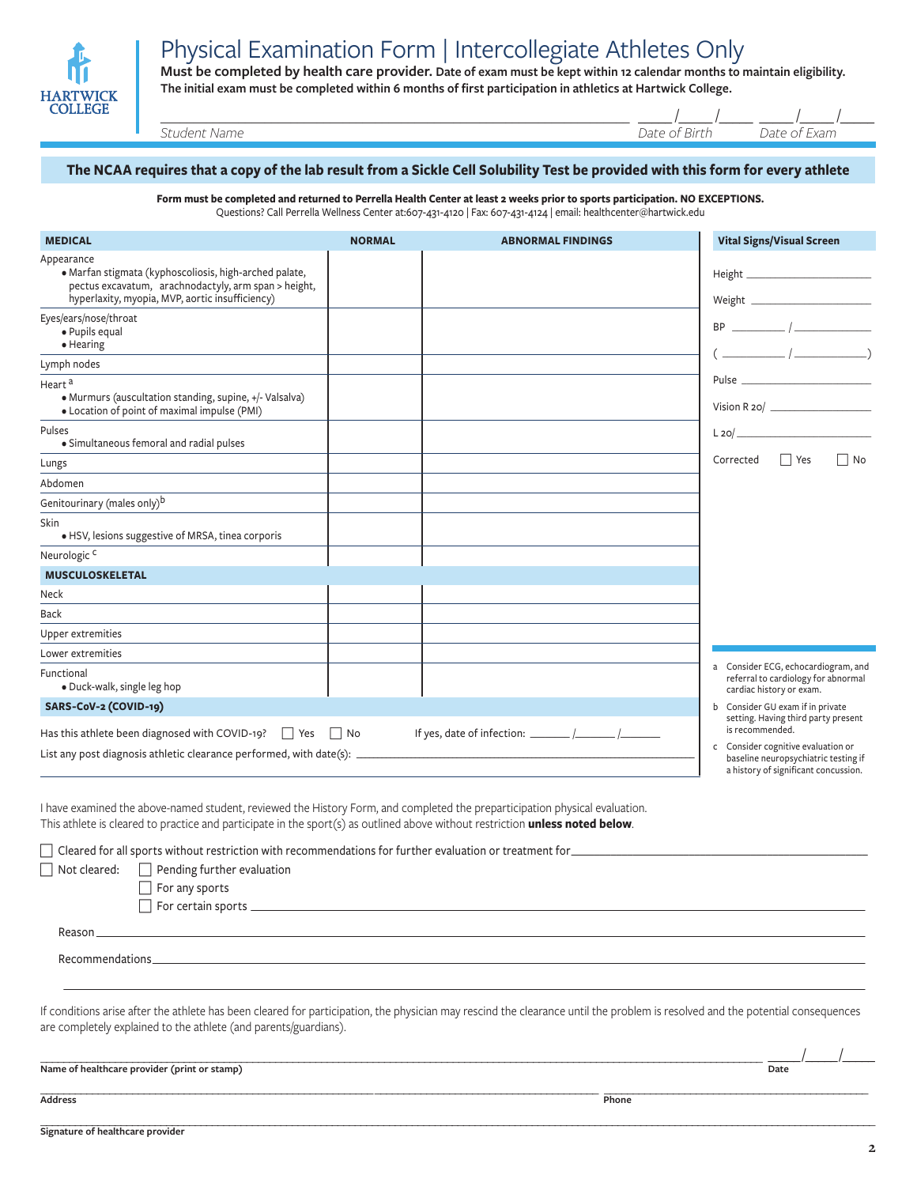# Physical Examination Form | Intercollegiate Athletes Only

**Must be completed by health care provider.** **Date of exam must be kept within 12 calendar months to maintain eligibility. The initial exam must be completed within 6 months of first participation in athletics at Hartwick College.**

Student Name ______________________ Date of Birth ____/____/____ Date of Exam ____/____/____

**The NCAA requires that a copy of the lab result from a Sickle Cell Solubility Test be provided with this form for every athlete**

**Form must be completed and returned to Perrella Health Center at least 2 weeks prior to sports participation. NO EXCEPTIONS.**
Questions? Call Perrella Wellness Center at:607-431-4120 | Fax: 607-431-4124 | email: healthcenter@hartwick.edu

| MEDICAL | NORMAL | ABNORMAL FINDINGS |
|---|---|---|
| Appearance<br>• Marfan stigmata (kyphoscoliosis, high-arched palate, pectus excavatum, arachnodactyly, arm span > height, hyperlaxity, myopia, MVP, aortic insufficiency) | | |
| Eyes/ears/nose/throat<br>• Pupils equal<br>• Hearing | | |
| Lymph nodes | | |
| Heart [a]<br>• Murmurs (auscultation standing, supine, +/- Valsalva)<br>• Location of point of maximal impulse (PMI) | | |
| Pulses<br>• Simultaneous femoral and radial pulses | | |
| Lungs | | |
| Abdomen | | |
| Genitourinary (males only)[b] | | |
| Skin<br>• HSV, lesions suggestive of MRSA, tinea corporis | | |
| Neurologic [c] | | |
| **MUSCULOSKELETAL** | | |
| Neck | | |
| Back | | |
| Upper extremities | | |
| Lower extremities | | |
| Functional<br>• Duck-walk, single leg hop | | |

**Vital Signs/Visual Screen**

Height ____________

Weight ____________

BP ______ / ______

( ______ / ______ )

Pulse ____________

Vision R 20/ ____________

L 20/ ____________

Corrected ☐ Yes ☐ No

a Consider ECG, echocardiogram, and referral to cardiology for abnormal cardiac history or exam.

b Consider GU exam if in private setting. Having third party present is recommended.

c Consider cognitive evaluation or baseline neuropsychiatric testing if a history of significant concussion.

**SARS-CoV-2 (COVID-19)**

Has this athlete been diagnosed with COVID-19? ☐ Yes ☐ No If yes, date of infection: ____/____/____

List any post diagnosis athletic clearance performed, with date(s): ____________________

I have examined the above-named student, reviewed the History Form, and completed the preparticipation physical evaluation.
This athlete is cleared to practice and participate in the sport(s) as outlined above without restriction **unless noted below**.

☐ Cleared for all sports without restriction with recommendations for further evaluation or treatment for ____________________

☐ Not cleared: ☐ Pending further evaluation
☐ For any sports
☐ For certain sports ____________________

Reason ____________________

Recommendations ____________________

____________________

If conditions arise after the athlete has been cleared for participation, the physician may rescind the clearance until the problem is resolved and the potential consequences are completely explained to the athlete (and parents/guardians).

____________________ ____/____/____
**Name of healthcare provider (print or stamp)** **Date**

____________________ ____________________
**Address** **Phone**

____________________
**Signature of healthcare provider**